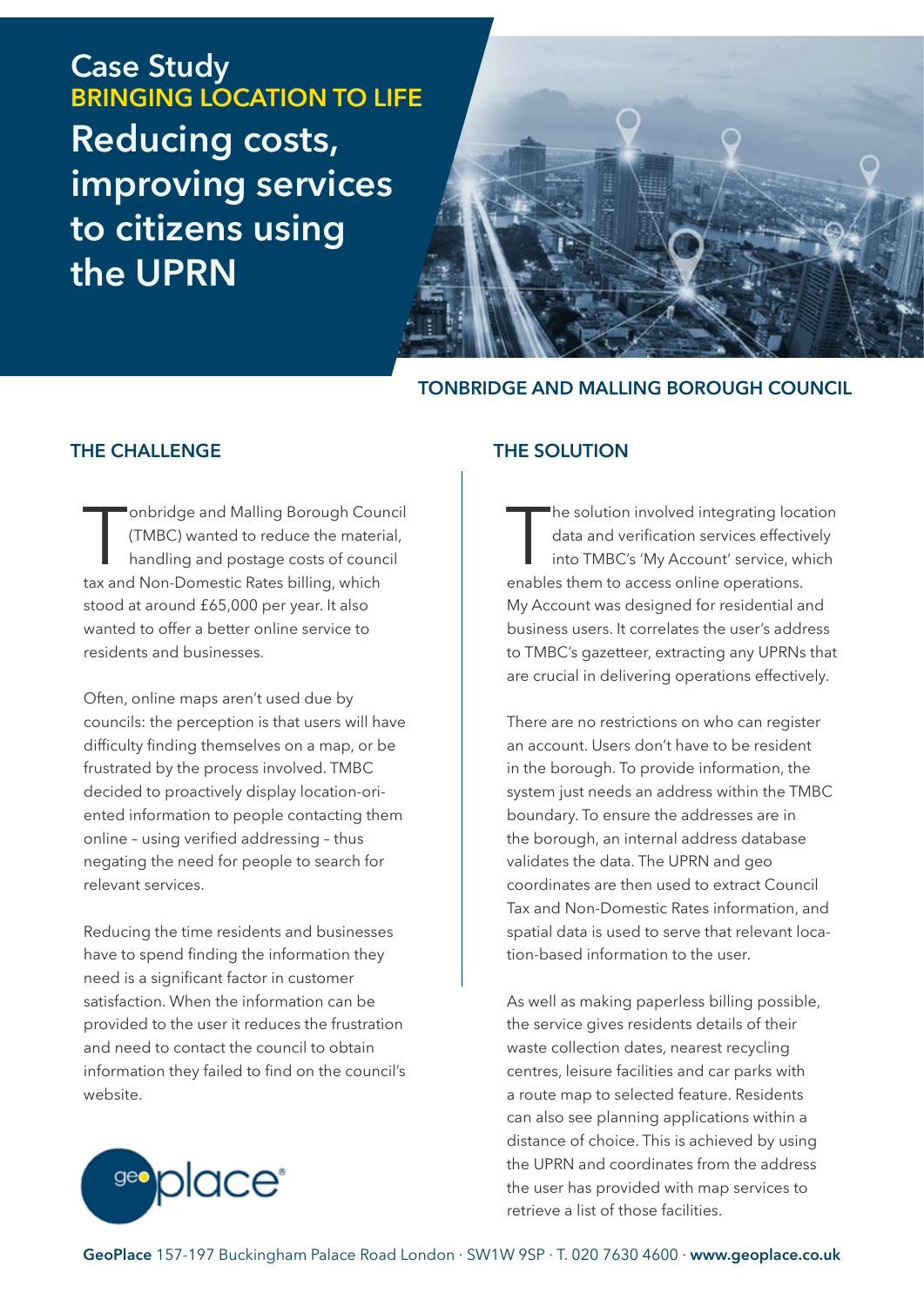# Case Study

## BRINGING LOCATION TO LIFE

# Reducing costs, improving services to citizens using the UPRN

**TONBRIDGE AND MALLING BOROUGH COUNCIL**

## THE CHALLENGE

Tonbridge and Malling Borough Council (TMBC) wanted to reduce the material, handling and postage costs of council tax and Non-Domestic Rates billing, which stood at around £65,000 per year. It also wanted to offer a better online service to residents and businesses.

Often, online maps aren't used due by councils: the perception is that users will have difficulty finding themselves on a map, or be frustrated by the process involved. TMBC decided to proactively display location-oriented information to people contacting them online – using verified addressing – thus negating the need for people to search for relevant services.

Reducing the time residents and businesses have to spend finding the information they need is a significant factor in customer satisfaction. When the information can be provided to the user it reduces the frustration and need to contact the council to obtain information they failed to find on the council's website.

## THE SOLUTION

The solution involved integrating location data and verification services effectively into TMBC's 'My Account' service, which enables them to access online operations. My Account was designed for residential and business users. It correlates the user's address to TMBC's gazetteer, extracting any UPRNs that are crucial in delivering operations effectively.

There are no restrictions on who can register an account. Users don't have to be resident in the borough. To provide information, the system just needs an address within the TMBC boundary. To ensure the addresses are in the borough, an internal address database validates the data. The UPRN and geo coordinates are then used to extract Council Tax and Non-Domestic Rates information, and spatial data is used to serve that relevant location-based information to the user.

As well as making paperless billing possible, the service gives residents details of their waste collection dates, nearest recycling centres, leisure facilities and car parks with a route map to selected feature. Residents can also see planning applications within a distance of choice. This is achieved by using the UPRN and coordinates from the address the user has provided with map services to retrieve a list of those facilities.

**GeoPlace** 157-197 Buckingham Palace Road London · SW1W 9SP · T. 020 7630 4600 · **www.geoplace.co.uk**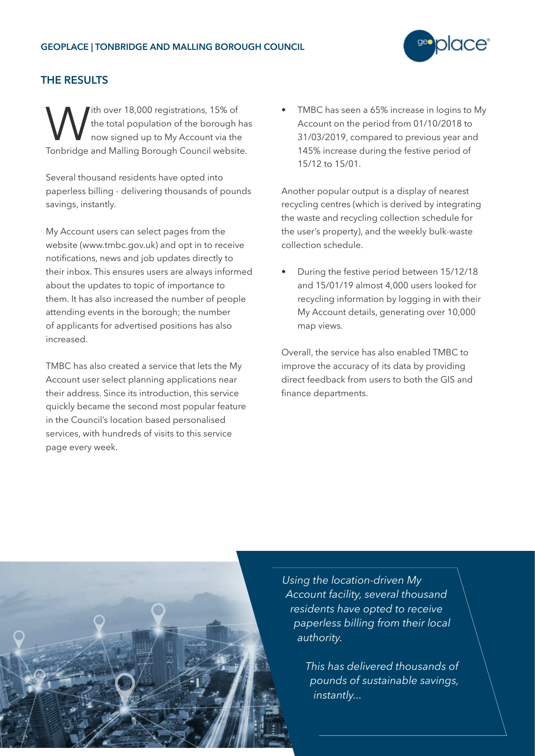## THE RESULTS

With over 18,000 registrations, 15% of the total population of the borough has now signed up to My Account via the Tonbridge and Malling Borough Council website.

Several thousand residents have opted into paperless billing - delivering thousands of pounds savings, instantly.

My Account users can select pages from the website (www.tmbc.gov.uk) and opt in to receive notifications, news and job updates directly to their inbox. This ensures users are always informed about the updates to topic of importance to them. It has also increased the number of people attending events in the borough; the number of applicants for advertised positions has also increased.

TMBC has also created a service that lets the My Account user select planning applications near their address. Since its introduction, this service quickly became the second most popular feature in the Council's location based personalised services, with hundreds of visits to this service page every week.

- TMBC has seen a 65% increase in logins to My Account on the period from 01/10/2018 to 31/03/2019, compared to previous year and 145% increase during the festive period of 15/12 to 15/01.

Another popular output is a display of nearest recycling centres (which is derived by integrating the waste and recycling collection schedule for the user's property), and the weekly bulk-waste collection schedule.

- During the festive period between 15/12/18 and 15/01/19 almost 4,000 users looked for recycling information by logging in with their My Account details, generating over 10,000 map views.

Overall, the service has also enabled TMBC to improve the accuracy of its data by providing direct feedback from users to both the GIS and finance departments.

*Using the location-driven My Account facility, several thousand residents have opted to receive paperless billing from their local authority.*

*This has delivered thousands of pounds of sustainable savings, instantly...*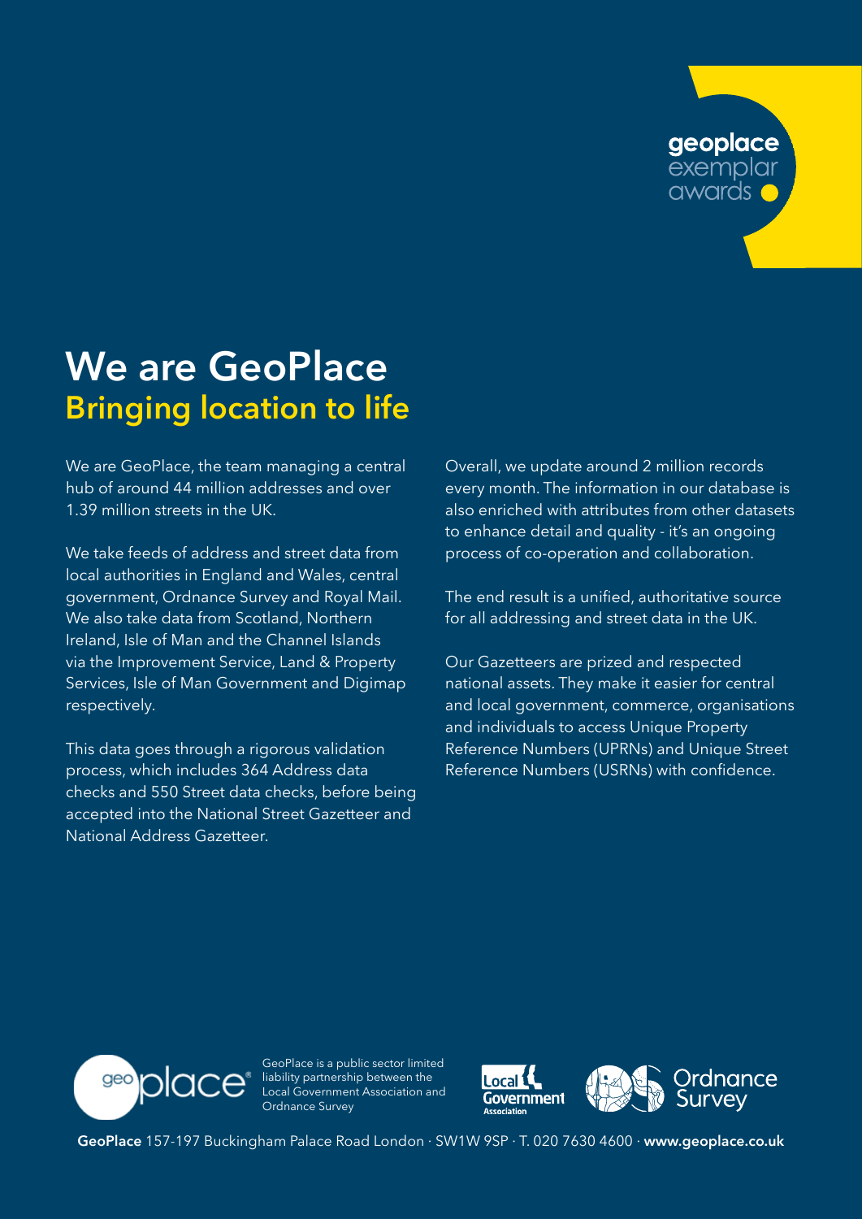geoplace exemplar awards

# We are GeoPlace
## Bringing location to life

We are GeoPlace, the team managing a central hub of around 44 million addresses and over 1.39 million streets in the UK.

We take feeds of address and street data from local authorities in England and Wales, central government, Ordnance Survey and Royal Mail. We also take data from Scotland, Northern Ireland, Isle of Man and the Channel Islands via the Improvement Service, Land & Property Services, Isle of Man Government and Digimap respectively.

This data goes through a rigorous validation process, which includes 364 Address data checks and 550 Street data checks, before being accepted into the National Street Gazetteer and National Address Gazetteer.

Overall, we update around 2 million records every month. The information in our database is also enriched with attributes from other datasets to enhance detail and quality - it's an ongoing process of co-operation and collaboration.

The end result is a unified, authoritative source for all addressing and street data in the UK.

Our Gazetteers are prized and respected national assets. They make it easier for central and local government, commerce, organisations and individuals to access Unique Property Reference Numbers (UPRNs) and Unique Street Reference Numbers (USRNs) with confidence.

GeoPlace is a public sector limited liability partnership between the Local Government Association and Ordnance Survey

**GeoPlace** 157-197 Buckingham Palace Road London · SW1W 9SP · T. 020 7630 4600 · **www.geoplace.co.uk**